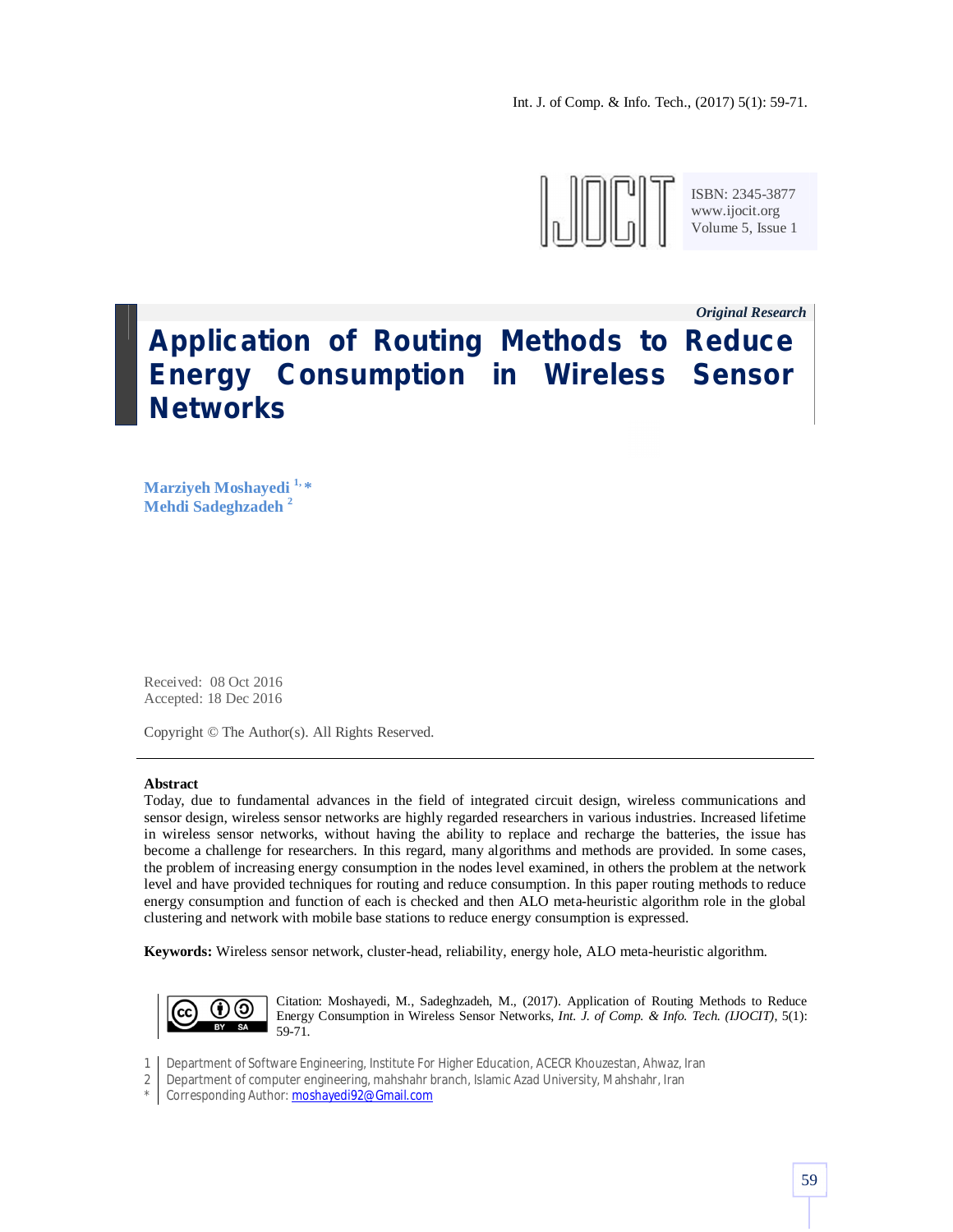*Original Research*

# Application of Routing Methods to Reduce Energy Consumption in Wireless Sensor Networks

**Marziyeh Moshayedi [1,*]**
**Mehdi Sadeghzadeh [2]**

Received: 08 Oct 2016
Accepted: 18 Dec 2016

Copyright © The Author(s). All Rights Reserved.

---

**Abstract**

Today, due to fundamental advances in the field of integrated circuit design, wireless communications and sensor design, wireless sensor networks are highly regarded researchers in various industries. Increased lifetime in wireless sensor networks, without having the ability to replace and recharge the batteries, the issue has become a challenge for researchers. In this regard, many algorithms and methods are provided. In some cases, the problem of increasing energy consumption in the nodes level examined, in others the problem at the network level and have provided techniques for routing and reduce consumption. In this paper routing methods to reduce energy consumption and function of each is checked and then ALO meta-heuristic algorithm role in the global clustering and network with mobile base stations to reduce energy consumption is expressed.

**Keywords:** Wireless sensor network, cluster-head, reliability, energy hole, ALO meta-heuristic algorithm.

Citation: Moshayedi, M., Sadeghzadeh, M., (2017). Application of Routing Methods to Reduce Energy Consumption in Wireless Sensor Networks, *Int. J. of Comp. & Info. Tech. (IJOCIT)*, 5(1): 59-71.

1 Department of Software Engineering, Institute For Higher Education, ACECR Khouzestan, Ahwaz, Iran
2 Department of computer engineering, mahshahr branch, Islamic Azad University, Mahshahr, Iran
* Corresponding Author: moshayedi92@Gmail.com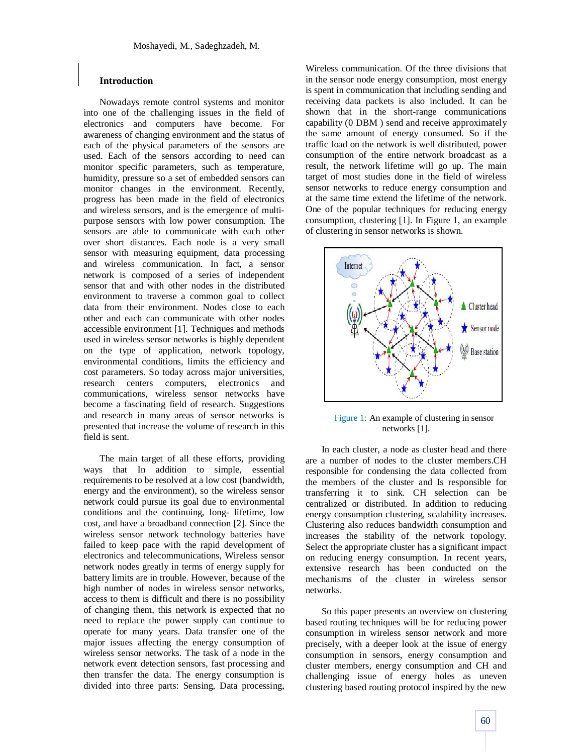## Introduction

Nowadays remote control systems and monitor into one of the challenging issues in the field of electronics and computers have become. For awareness of changing environment and the status of each of the physical parameters of the sensors are used. Each of the sensors according to need can monitor specific parameters, such as temperature, humidity, pressure so a set of embedded sensors can monitor changes in the environment. Recently, progress has been made in the field of electronics and wireless sensors, and is the emergence of multi-purpose sensors with low power consumption. The sensors are able to communicate with each other over short distances. Each node is a very small sensor with measuring equipment, data processing and wireless communication. In fact, a sensor network is composed of a series of independent sensor that and with other nodes in the distributed environment to traverse a common goal to collect data from their environment. Nodes close to each other and each can communicate with other nodes accessible environment [1]. Techniques and methods used in wireless sensor networks is highly dependent on the type of application, network topology, environmental conditions, limits the efficiency and cost parameters. So today across major universities, research centers computers, electronics and communications, wireless sensor networks have become a fascinating field of research. Suggestions and research in many areas of sensor networks is presented that increase the volume of research in this field is sent.

The main target of all these efforts, providing ways that In addition to simple, essential requirements to be resolved at a low cost (bandwidth, energy and the environment), so the wireless sensor network could pursue its goal due to environmental conditions and the continuing, long- lifetime, low cost, and have a broadband connection [2]. Since the wireless sensor network technology batteries have failed to keep pace with the rapid development of electronics and telecommunications, Wireless sensor network nodes greatly in terms of energy supply for battery limits are in trouble. However, because of the high number of nodes in wireless sensor networks, access to them is difficult and there is no possibility of changing them, this network is expected that no need to replace the power supply can continue to operate for many years. Data transfer one of the major issues affecting the energy consumption of wireless sensor networks. The task of a node in the network event detection sensors, fast processing and then transfer the data. The energy consumption is divided into three parts: Sensing, Data processing, Wireless communication. Of the three divisions that in the sensor node energy consumption, most energy is spent in communication that including sending and receiving data packets is also included. It can be shown that in the short-range communications capability (0 DBM ) send and receive approximately the same amount of energy consumed. So if the traffic load on the network is well distributed, power consumption of the entire network broadcast as a result, the network lifetime will go up. The main target of most studies done in the field of wireless sensor networks to reduce energy consumption and at the same time extend the lifetime of the network. One of the popular techniques for reducing energy consumption, clustering [1]. In Figure 1, an example of clustering in sensor networks is shown.

Figure 1: An example of clustering in sensor networks [1].

In each cluster, a node as cluster head and there are a number of nodes to the cluster members.CH responsible for condensing the data collected from the members of the cluster and Is responsible for transferring it to sink. CH selection can be centralized or distributed. In addition to reducing energy consumption clustering, scalability increases. Clustering also reduces bandwidth consumption and increases the stability of the network topology. Select the appropriate cluster has a significant impact on reducing energy consumption. In recent years, extensive research has been conducted on the mechanisms of the cluster in wireless sensor networks.

So this paper presents an overview on clustering based routing techniques will be for reducing power consumption in wireless sensor network and more precisely, with a deeper look at the issue of energy consumption in sensors, energy consumption and cluster members, energy consumption and CH and challenging issue of energy holes as uneven clustering based routing protocol inspired by the new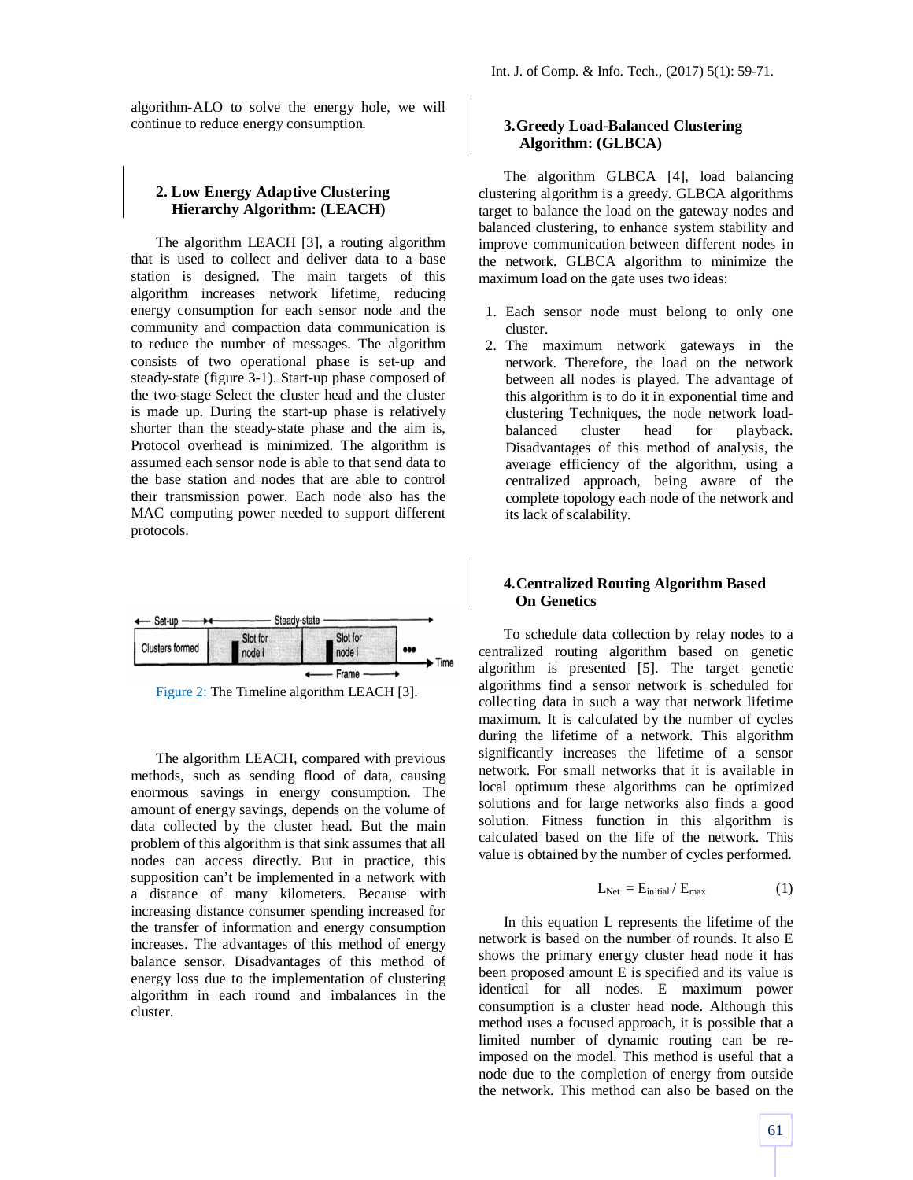algorithm-ALO to solve the energy hole, we will continue to reduce energy consumption.

## 2. Low Energy Adaptive Clustering Hierarchy Algorithm: (LEACH)

The algorithm LEACH [3], a routing algorithm that is used to collect and deliver data to a base station is designed. The main targets of this algorithm increases network lifetime, reducing energy consumption for each sensor node and the community and compaction data communication is to reduce the number of messages. The algorithm consists of two operational phase is set-up and steady-state (figure 3-1). Start-up phase composed of the two-stage Select the cluster head and the cluster is made up. During the start-up phase is relatively shorter than the steady-state phase and the aim is, Protocol overhead is minimized. The algorithm is assumed each sensor node is able to that send data to the base station and nodes that are able to control their transmission power. Each node also has the MAC computing power needed to support different protocols.

Figure 2: The Timeline algorithm LEACH [3].

The algorithm LEACH, compared with previous methods, such as sending flood of data, causing enormous savings in energy consumption. The amount of energy savings, depends on the volume of data collected by the cluster head. But the main problem of this algorithm is that sink assumes that all nodes can access directly. But in practice, this supposition can't be implemented in a network with a distance of many kilometers. Because with increasing distance consumer spending increased for the transfer of information and energy consumption increases. The advantages of this method of energy balance sensor. Disadvantages of this method of energy loss due to the implementation of clustering algorithm in each round and imbalances in the cluster.

## 3. Greedy Load-Balanced Clustering Algorithm: (GLBCA)

The algorithm GLBCA [4], load balancing clustering algorithm is a greedy. GLBCA algorithms target to balance the load on the gateway nodes and balanced clustering, to enhance system stability and improve communication between different nodes in the network. GLBCA algorithm to minimize the maximum load on the gate uses two ideas:

1. Each sensor node must belong to only one cluster.
2. The maximum network gateways in the network. Therefore, the load on the network between all nodes is played. The advantage of this algorithm is to do it in exponential time and clustering Techniques, the node network load-balanced cluster head for playback. Disadvantages of this method of analysis, the average efficiency of the algorithm, using a centralized approach, being aware of the complete topology each node of the network and its lack of scalability.

## 4. Centralized Routing Algorithm Based On Genetics

To schedule data collection by relay nodes to a centralized routing algorithm based on genetic algorithm is presented [5]. The target genetic algorithms find a sensor network is scheduled for collecting data in such a way that network lifetime maximum. It is calculated by the number of cycles during the lifetime of a network. This algorithm significantly increases the lifetime of a sensor network. For small networks that it is available in local optimum these algorithms can be optimized solutions and for large networks also finds a good solution. Fitness function in this algorithm is calculated based on the life of the network. This value is obtained by the number of cycles performed.

$$L_{Net} = E_{initial} / E_{max} \quad (1)$$

In this equation L represents the lifetime of the network is based on the number of rounds. It also E shows the primary energy cluster head node it has been proposed amount E is specified and its value is identical for all nodes. E maximum power consumption is a cluster head node. Although this method uses a focused approach, it is possible that a limited number of dynamic routing can be re-imposed on the model. This method is useful that a node due to the completion of energy from outside the network. This method can also be based on the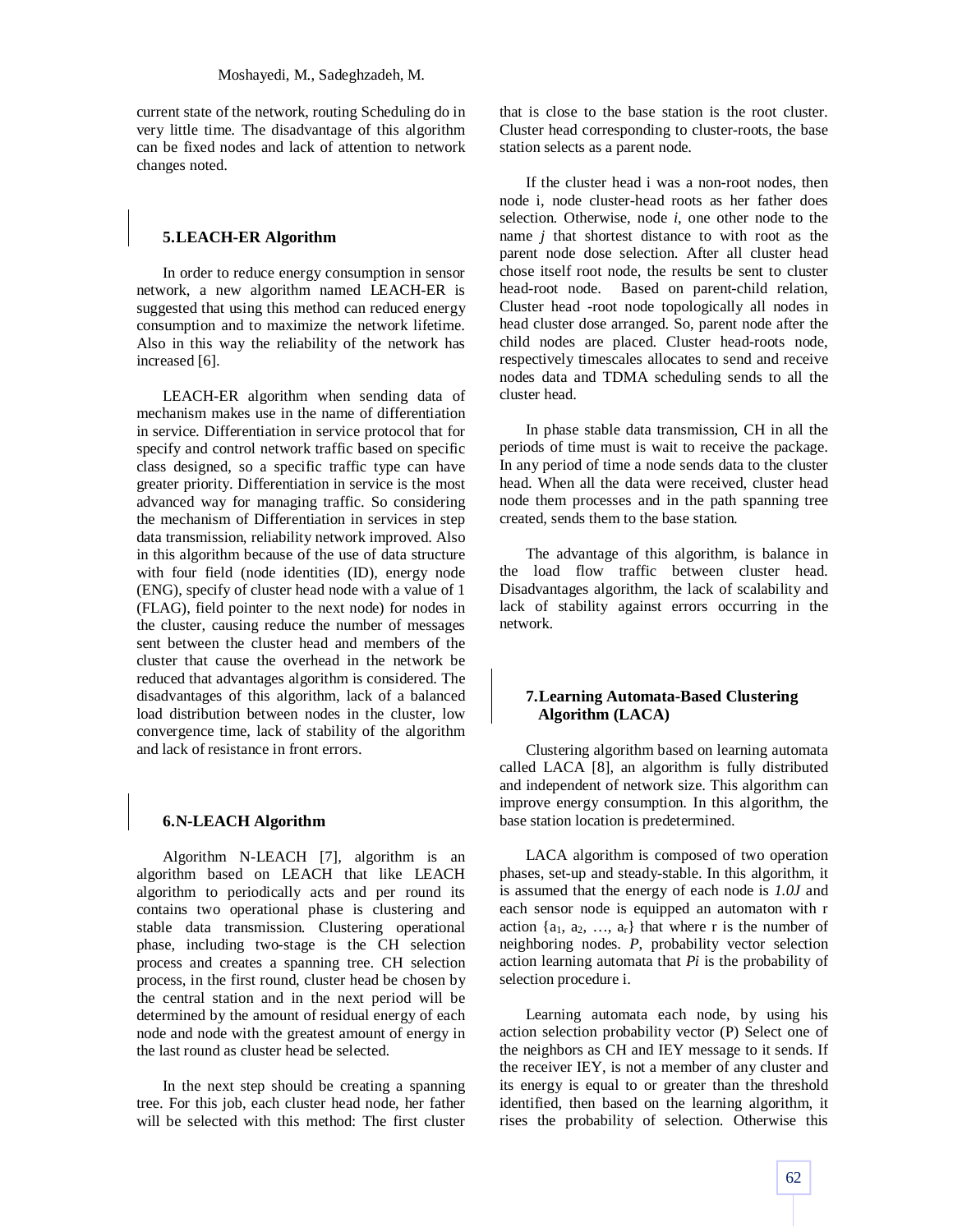current state of the network, routing Scheduling do in very little time. The disadvantage of this algorithm can be fixed nodes and lack of attention to network changes noted.

## 5.LEACH-ER Algorithm

In order to reduce energy consumption in sensor network, a new algorithm named LEACH-ER is suggested that using this method can reduced energy consumption and to maximize the network lifetime. Also in this way the reliability of the network has increased [6].

LEACH-ER algorithm when sending data of mechanism makes use in the name of differentiation in service. Differentiation in service protocol that for specify and control network traffic based on specific class designed, so a specific traffic type can have greater priority. Differentiation in service is the most advanced way for managing traffic. So considering the mechanism of Differentiation in services in step data transmission, reliability network improved. Also in this algorithm because of the use of data structure with four field (node identities (ID), energy node (ENG), specify of cluster head node with a value of 1 (FLAG), field pointer to the next node) for nodes in the cluster, causing reduce the number of messages sent between the cluster head and members of the cluster that cause the overhead in the network be reduced that advantages algorithm is considered. The disadvantages of this algorithm, lack of a balanced load distribution between nodes in the cluster, low convergence time, lack of stability of the algorithm and lack of resistance in front errors.

## 6.N-LEACH Algorithm

Algorithm N-LEACH [7], algorithm is an algorithm based on LEACH that like LEACH algorithm to periodically acts and per round its contains two operational phase is clustering and stable data transmission. Clustering operational phase, including two-stage is the CH selection process and creates a spanning tree. CH selection process, in the first round, cluster head be chosen by the central station and in the next period will be determined by the amount of residual energy of each node and node with the greatest amount of energy in the last round as cluster head be selected.

In the next step should be creating a spanning tree. For this job, each cluster head node, her father will be selected with this method: The first cluster that is close to the base station is the root cluster. Cluster head corresponding to cluster-roots, the base station selects as a parent node.

If the cluster head i was a non-root nodes, then node i, node cluster-head roots as her father does selection. Otherwise, node *i*, one other node to the name *j* that shortest distance to with root as the parent node dose selection. After all cluster head chose itself root node, the results be sent to cluster head-root node. Based on parent-child relation, Cluster head -root node topologically all nodes in head cluster dose arranged. So, parent node after the child nodes are placed. Cluster head-roots node, respectively timescales allocates to send and receive nodes data and TDMA scheduling sends to all the cluster head.

In phase stable data transmission, CH in all the periods of time must is wait to receive the package. In any period of time a node sends data to the cluster head. When all the data were received, cluster head node them processes and in the path spanning tree created, sends them to the base station.

The advantage of this algorithm, is balance in the load flow traffic between cluster head. Disadvantages algorithm, the lack of scalability and lack of stability against errors occurring in the network.

## 7.Learning Automata-Based Clustering Algorithm (LACA)

Clustering algorithm based on learning automata called LACA [8], an algorithm is fully distributed and independent of network size. This algorithm can improve energy consumption. In this algorithm, the base station location is predetermined.

LACA algorithm is composed of two operation phases, set-up and steady-stable. In this algorithm, it is assumed that the energy of each node is *1.0J* and each sensor node is equipped an automaton with r action $\{a_1, a_2, \ldots, a_r\}$ that where r is the number of neighboring nodes. *P*, probability vector selection action learning automata that $P_i$ is the probability of selection procedure i.

Learning automata each node, by using his action selection probability vector (P) Select one of the neighbors as CH and IEY message to it sends. If the receiver IEY, is not a member of any cluster and its energy is equal to or greater than the threshold identified, then based on the learning algorithm, it rises the probability of selection. Otherwise this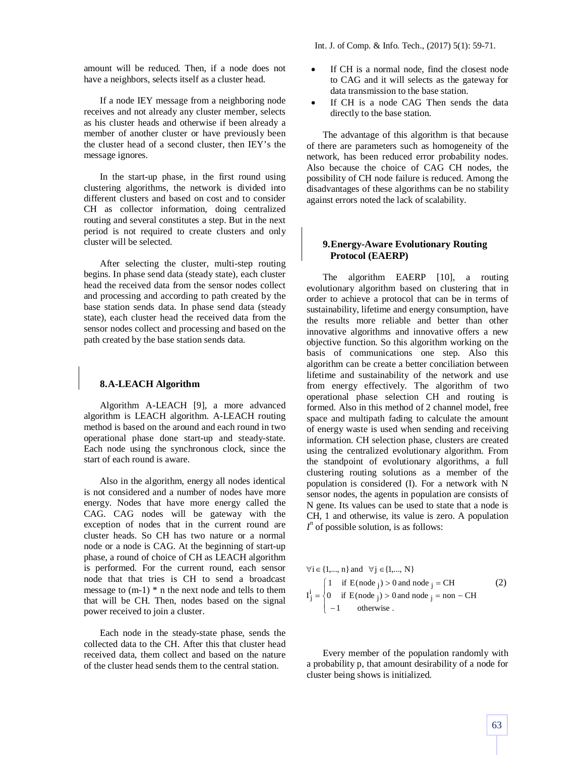amount will be reduced. Then, if a node does not have a neighbors, selects itself as a cluster head.

If a node IEY message from a neighboring node receives and not already any cluster member, selects as his cluster heads and otherwise if been already a member of another cluster or have previously been the cluster head of a second cluster, then IEY's the message ignores.

In the start-up phase, in the first round using clustering algorithms, the network is divided into different clusters and based on cost and to consider CH as collector information, doing centralized routing and several constitutes a step. But in the next period is not required to create clusters and only cluster will be selected.

After selecting the cluster, multi-step routing begins. In phase send data (steady state), each cluster head the received data from the sensor nodes collect and processing and according to path created by the base station sends data. In phase send data (steady state), each cluster head the received data from the sensor nodes collect and processing and based on the path created by the base station sends data.

## 8.A-LEACH Algorithm

Algorithm A-LEACH [9], a more advanced algorithm is LEACH algorithm. A-LEACH routing method is based on the around and each round in two operational phase done start-up and steady-state. Each node using the synchronous clock, since the start of each round is aware.

Also in the algorithm, energy all nodes identical is not considered and a number of nodes have more energy. Nodes that have more energy called the CAG. CAG nodes will be gateway with the exception of nodes that in the current round are cluster heads. So CH has two nature or a normal node or a node is CAG. At the beginning of start-up phase, a round of choice of CH as LEACH algorithm is performed. For the current round, each sensor node that that tries is CH to send a broadcast message to (m-1) * n the next node and tells to them that will be CH. Then, nodes based on the signal power received to join a cluster.

Each node in the steady-state phase, sends the collected data to the CH. After this that cluster head received data, them collect and based on the nature of the cluster head sends them to the central station.

- If CH is a normal node, find the closest node to CAG and it will selects as the gateway for data transmission to the base station.
- If CH is a node CAG Then sends the data directly to the base station.

The advantage of this algorithm is that because of there are parameters such as homogeneity of the network, has been reduced error probability nodes. Also because the choice of CAG CH nodes, the possibility of CH node failure is reduced. Among the disadvantages of these algorithms can be no stability against errors noted the lack of scalability.

## 9.Energy-Aware Evolutionary Routing Protocol (EAERP)

The algorithm EAERP [10], a routing evolutionary algorithm based on clustering that in order to achieve a protocol that can be in terms of sustainability, lifetime and energy consumption, have the results more reliable and better than other innovative algorithms and innovative offers a new objective function. So this algorithm working on the basis of communications one step. Also this algorithm can be create a better conciliation between lifetime and sustainability of the network and use from energy effectively. The algorithm of two operational phase selection CH and routing is formed. Also in this method of 2 channel model, free space and multipath fading to calculate the amount of energy waste is used when sending and receiving information. CH selection phase, clusters are created using the centralized evolutionary algorithm. From the standpoint of evolutionary algorithms, a full clustering routing solutions as a member of the population is considered (I). For a network with N sensor nodes, the agents in population are consists of N gene. Its values can be used to state that a node is CH, 1 and otherwise, its value is zero. A population $I^n$ of possible solution, is as follows:

$$\forall i \in \{1,..., n\} \text{ and } \forall j \in \{1,..., N\}$$

$$I_j^i = \begin{cases} 1 & \text{if } E(\text{node}_j) > 0 \text{ and node}_j = \text{CH} \\ 0 & \text{if } E(\text{node}_j) > 0 \text{ and node}_j = \text{non} - \text{CH} \\ -1 & \text{otherwise} . \end{cases} \quad (2)$$

Every member of the population randomly with a probability p, that amount desirability of a node for cluster being shows is initialized.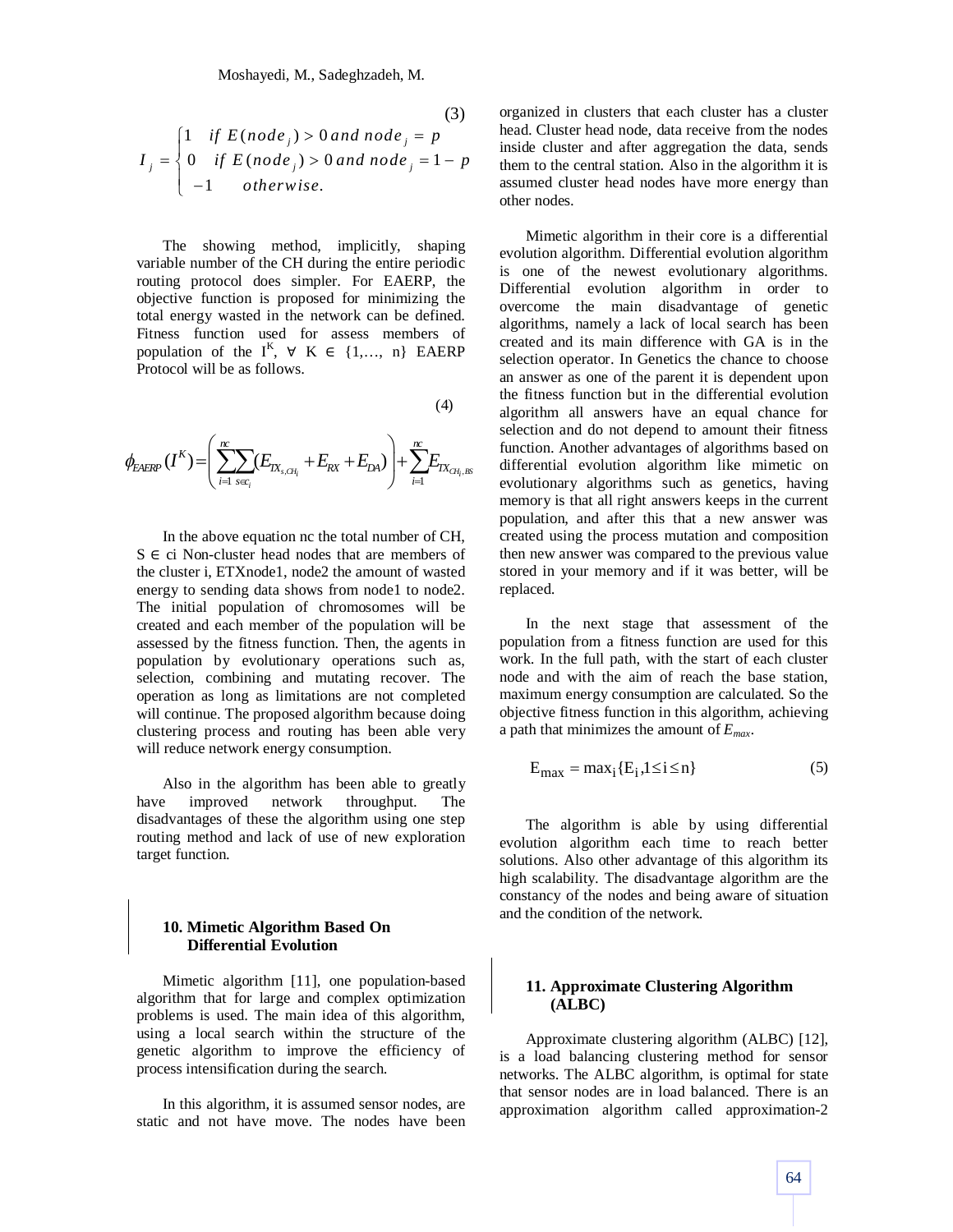$$I_j = \begin{cases} 1 & if\ E(node_j) > 0\ and\ node_j = p \\ 0 & if\ E(node_j) > 0\ and\ node_j = 1 - p \\ -1 & otherwise. \end{cases} \tag{3}$$

The showing method, implicitly, shaping variable number of the CH during the entire periodic routing protocol does simpler. For EAERP, the objective function is proposed for minimizing the total energy wasted in the network can be defined. Fitness function used for assess members of population of the $I^K$, $\forall$ K $\in$ {1,…, n} EAERP Protocol will be as follows.

$$\phi_{EAERP}(I^K) = \left( \sum_{i=1}^{nc} \sum_{s \in c_i} (E_{TX_{s,CH_i}} + E_{RX} + E_{DA}) \right) + \sum_{i=1}^{nc} E_{TX_{CH_i,BS}} \tag{4}$$

In the above equation nc the total number of CH, S $\in$ ci Non-cluster head nodes that are members of the cluster i, ETXnode1, node2 the amount of wasted energy to sending data shows from node1 to node2. The initial population of chromosomes will be created and each member of the population will be assessed by the fitness function. Then, the agents in population by evolutionary operations such as, selection, combining and mutating recover. The operation as long as limitations are not completed will continue. The proposed algorithm because doing clustering process and routing has been able very will reduce network energy consumption.

Also in the algorithm has been able to greatly have improved network throughput. The disadvantages of these the algorithm using one step routing method and lack of use of new exploration target function.

## 10. Mimetic Algorithm Based On Differential Evolution

Mimetic algorithm [11], one population-based algorithm that for large and complex optimization problems is used. The main idea of this algorithm, using a local search within the structure of the genetic algorithm to improve the efficiency of process intensification during the search.

In this algorithm, it is assumed sensor nodes, are static and not have move. The nodes have been organized in clusters that each cluster has a cluster head. Cluster head node, data receive from the nodes inside cluster and after aggregation the data, sends them to the central station. Also in the algorithm it is assumed cluster head nodes have more energy than other nodes.

Mimetic algorithm in their core is a differential evolution algorithm. Differential evolution algorithm is one of the newest evolutionary algorithms. Differential evolution algorithm in order to overcome the main disadvantage of genetic algorithms, namely a lack of local search has been created and its main difference with GA is in the selection operator. In Genetics the chance to choose an answer as one of the parent it is dependent upon the fitness function but in the differential evolution algorithm all answers have an equal chance for selection and do not depend to amount their fitness function. Another advantages of algorithms based on differential evolution algorithm like mimetic on evolutionary algorithms such as genetics, having memory is that all right answers keeps in the current population, and after this that a new answer was created using the process mutation and composition then new answer was compared to the previous value stored in your memory and if it was better, will be replaced.

In the next stage that assessment of the population from a fitness function are used for this work. In the full path, with the start of each cluster node and with the aim of reach the base station, maximum energy consumption are calculated. So the objective fitness function in this algorithm, achieving a path that minimizes the amount of $E_{max}$.

$$E_{max} = max_i\{E_i, 1 \le i \le n\} \tag{5}$$

The algorithm is able by using differential evolution algorithm each time to reach better solutions. Also other advantage of this algorithm its high scalability. The disadvantage algorithm are the constancy of the nodes and being aware of situation and the condition of the network.

## 11. Approximate Clustering Algorithm (ALBC)

Approximate clustering algorithm (ALBC) [12], is a load balancing clustering method for sensor networks. The ALBC algorithm, is optimal for state that sensor nodes are in load balanced. There is an approximation algorithm called approximation-2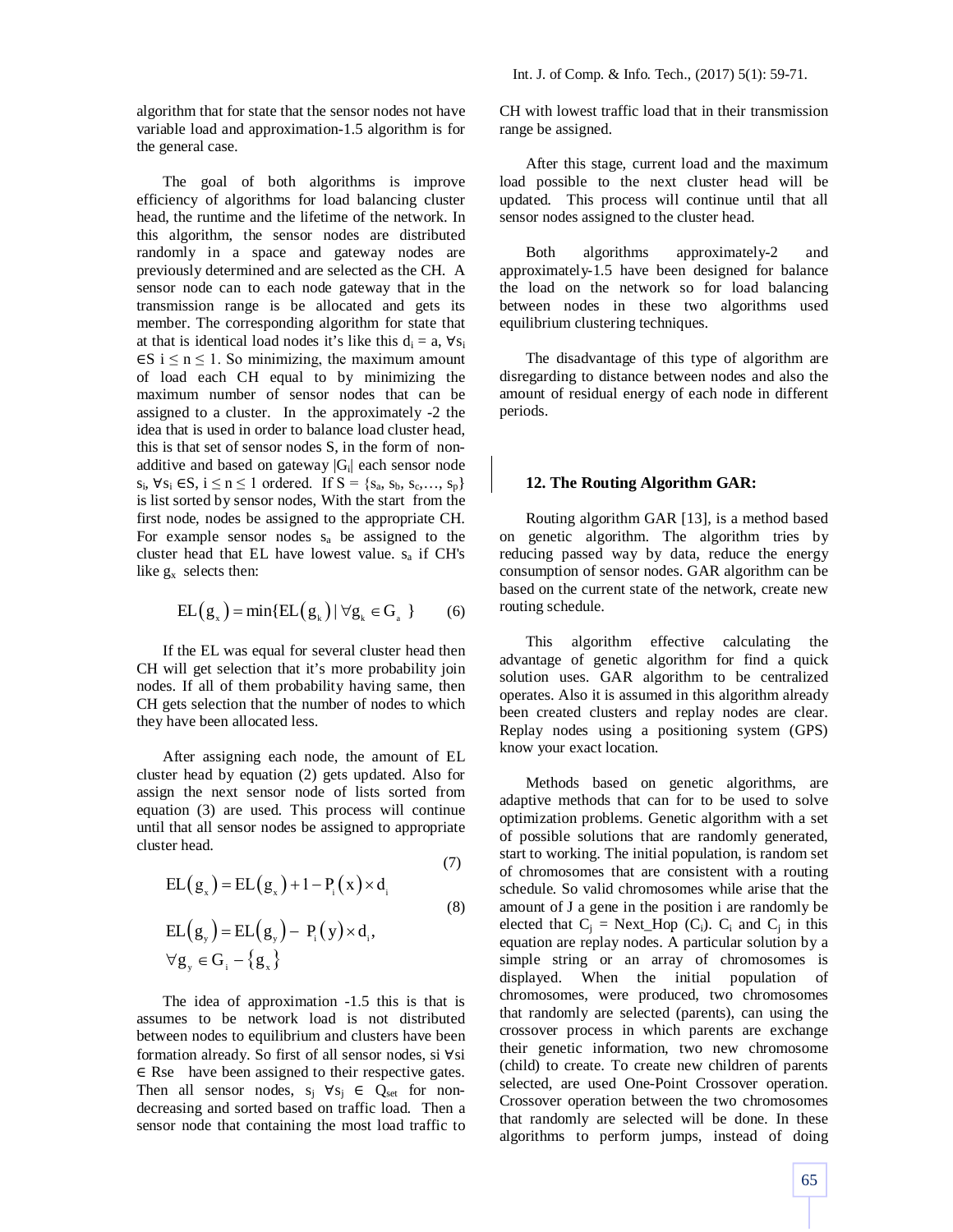algorithm that for state that the sensor nodes not have variable load and approximation-1.5 algorithm is for the general case.

The goal of both algorithms is improve efficiency of algorithms for load balancing cluster head, the runtime and the lifetime of the network. In this algorithm, the sensor nodes are distributed randomly in a space and gateway nodes are previously determined and are selected as the CH. A sensor node can to each node gateway that in the transmission range is be allocated and gets its member. The corresponding algorithm for state that at that is identical load nodes it's like this $d_i = a$, $\forall s_i \in S$ $i \leq n \leq 1$. So minimizing, the maximum amount of load each CH equal to by minimizing the maximum number of sensor nodes that can be assigned to a cluster. In the approximately -2 the idea that is used in order to balance load cluster head, this is that set of sensor nodes S, in the form of non-additive and based on gateway $|G_i|$ each sensor node $s_i$, $\forall s_i \in S$, $i \leq n \leq 1$ ordered. If $S = \{s_a, s_b, s_c, \ldots, s_p\}$ is list sorted by sensor nodes, With the start from the first node, nodes be assigned to the appropriate CH. For example sensor nodes $s_a$ be assigned to the cluster head that EL have lowest value. $s_a$ if CH's like $g_x$ selects then:

$$EL(g_x) = \min\{EL(g_k) \mid \forall g_k \in G_a\} \quad (6)$$

If the EL was equal for several cluster head then CH will get selection that it's more probability join nodes. If all of them probability having same, then CH gets selection that the number of nodes to which they have been allocated less.

After assigning each node, the amount of EL cluster head by equation (2) gets updated. Also for assign the next sensor node of lists sorted from equation (3) are used. This process will continue until that all sensor nodes be assigned to appropriate cluster head.

$$EL(g_x) = EL(g_x) + 1 - P_i(x) \times d_i \quad (7)$$

$$EL(g_y) = EL(g_y) - P_i(y) \times d_i, \quad \forall g_y \in G_i - \{g_x\} \quad (8)$$

The idea of approximation -1.5 this is that is assumes to be network load is not distributed between nodes to equilibrium and clusters have been formation already. So first of all sensor nodes, si $\forall si \in Rse$ have been assigned to their respective gates. Then all sensor nodes, $s_j$ $\forall s_j \in Q_{set}$ for non-decreasing and sorted based on traffic load. Then a sensor node that containing the most load traffic to CH with lowest traffic load that in their transmission range be assigned.

After this stage, current load and the maximum load possible to the next cluster head will be updated. This process will continue until that all sensor nodes assigned to the cluster head.

Both algorithms approximately-2 and approximately-1.5 have been designed for balance the load on the network so for load balancing between nodes in these two algorithms used equilibrium clustering techniques.

The disadvantage of this type of algorithm are disregarding to distance between nodes and also the amount of residual energy of each node in different periods.

## 12. The Routing Algorithm GAR:

Routing algorithm GAR [13], is a method based on genetic algorithm. The algorithm tries by reducing passed way by data, reduce the energy consumption of sensor nodes. GAR algorithm can be based on the current state of the network, create new routing schedule.

This algorithm effective calculating the advantage of genetic algorithm for find a quick solution uses. GAR algorithm to be centralized operates. Also it is assumed in this algorithm already been created clusters and replay nodes are clear. Replay nodes using a positioning system (GPS) know your exact location.

Methods based on genetic algorithms, are adaptive methods that can for to be used to solve optimization problems. Genetic algorithm with a set of possible solutions that are randomly generated, start to working. The initial population, is random set of chromosomes that are consistent with a routing schedule. So valid chromosomes while arise that the amount of J a gene in the position i are randomly be elected that $C_j$ = Next_Hop ($C_i$). $C_i$ and $C_j$ in this equation are replay nodes. A particular solution by a simple string or an array of chromosomes is displayed. When the initial population of chromosomes, were produced, two chromosomes that randomly are selected (parents), can using the crossover process in which parents are exchange their genetic information, two new chromosome (child) to create. To create new children of parents selected, are used One-Point Crossover operation. Crossover operation between the two chromosomes that randomly are selected will be done. In these algorithms to perform jumps, instead of doing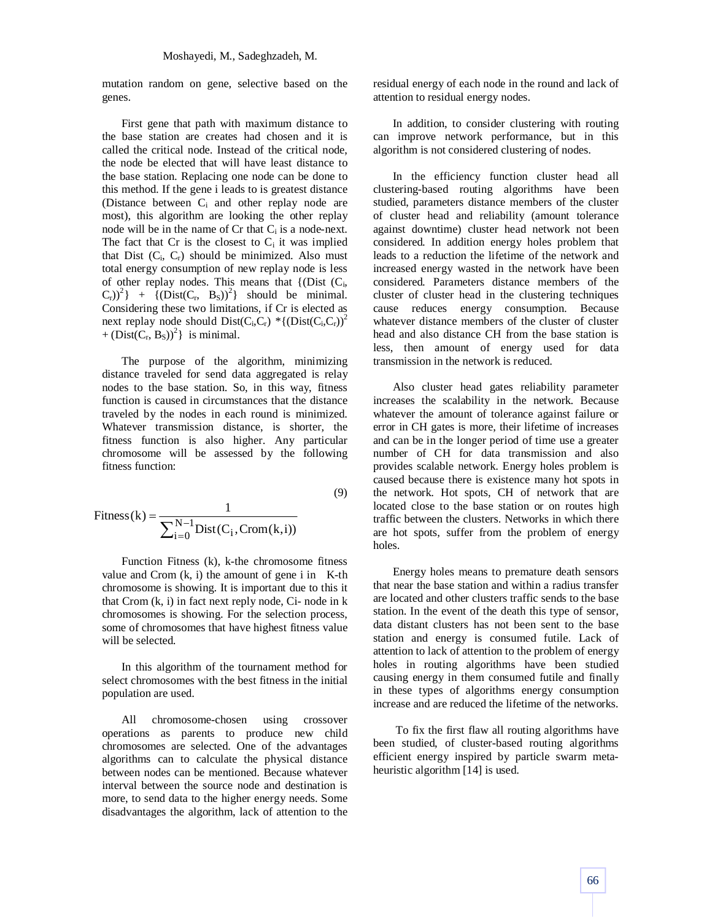mutation random on gene, selective based on the genes.

First gene that path with maximum distance to the base station are creates had chosen and it is called the critical node. Instead of the critical node, the node be elected that will have least distance to the base station. Replacing one node can be done to this method. If the gene i leads to is greatest distance (Distance between $C_i$ and other replay node are most), this algorithm are looking the other replay node will be in the name of Cr that $C_i$ is a node-next. The fact that Cr is the closest to $C_i$ it was implied that Dist ($C_i$, $C_r$) should be minimized. Also must total energy consumption of new replay node is less of other replay nodes. This means that $\{(\text{Dist}(C_i, C_r))^2\} + \{(\text{Dist}(C_r, B_S))^2\}$ should be minimal. Considering these two limitations, if Cr is elected as next replay node should $\text{Dist}(C_i,C_r) * \{(\text{Dist}(C_i,C_r))^2 + (\text{Dist}(C_r, B_S))^2\}$ is minimal.

The purpose of the algorithm, minimizing distance traveled for send data aggregated is relay nodes to the base station. So, in this way, fitness function is caused in circumstances that the distance traveled by the nodes in each round is minimized. Whatever transmission distance, is shorter, the fitness function is also higher. Any particular chromosome will be assessed by the following fitness function:

$$\text{Fitness}(k) = \frac{1}{\sum_{i=0}^{N-1} \text{Dist}(C_i, \text{Crom}(k,i))} \tag{9}$$

Function Fitness (k), k-the chromosome fitness value and Crom (k, i) the amount of gene i in K-th chromosome is showing. It is important due to this it that Crom (k, i) in fact next reply node, Ci- node in k chromosomes is showing. For the selection process, some of chromosomes that have highest fitness value will be selected.

In this algorithm of the tournament method for select chromosomes with the best fitness in the initial population are used.

All chromosome-chosen using crossover operations as parents to produce new child chromosomes are selected. One of the advantages algorithms can to calculate the physical distance between nodes can be mentioned. Because whatever interval between the source node and destination is more, to send data to the higher energy needs. Some disadvantages the algorithm, lack of attention to the residual energy of each node in the round and lack of attention to residual energy nodes.

In addition, to consider clustering with routing can improve network performance, but in this algorithm is not considered clustering of nodes.

In the efficiency function cluster head all clustering-based routing algorithms have been studied, parameters distance members of the cluster of cluster head and reliability (amount tolerance against downtime) cluster head network not been considered. In addition energy holes problem that leads to a reduction the lifetime of the network and increased energy wasted in the network have been considered. Parameters distance members of the cluster of cluster head in the clustering techniques cause reduces energy consumption. Because whatever distance members of the cluster of cluster head and also distance CH from the base station is less, then amount of energy used for data transmission in the network is reduced.

Also cluster head gates reliability parameter increases the scalability in the network. Because whatever the amount of tolerance against failure or error in CH gates is more, their lifetime of increases and can be in the longer period of time use a greater number of CH for data transmission and also provides scalable network. Energy holes problem is caused because there is existence many hot spots in the network. Hot spots, CH of network that are located close to the base station or on routes high traffic between the clusters. Networks in which there are hot spots, suffer from the problem of energy holes.

Energy holes means to premature death sensors that near the base station and within a radius transfer are located and other clusters traffic sends to the base station. In the event of the death this type of sensor, data distant clusters has not been sent to the base station and energy is consumed futile. Lack of attention to lack of attention to the problem of energy holes in routing algorithms have been studied causing energy in them consumed futile and finally in these types of algorithms energy consumption increase and are reduced the lifetime of the networks.

To fix the first flaw all routing algorithms have been studied, of cluster-based routing algorithms efficient energy inspired by particle swarm meta-heuristic algorithm [14] is used.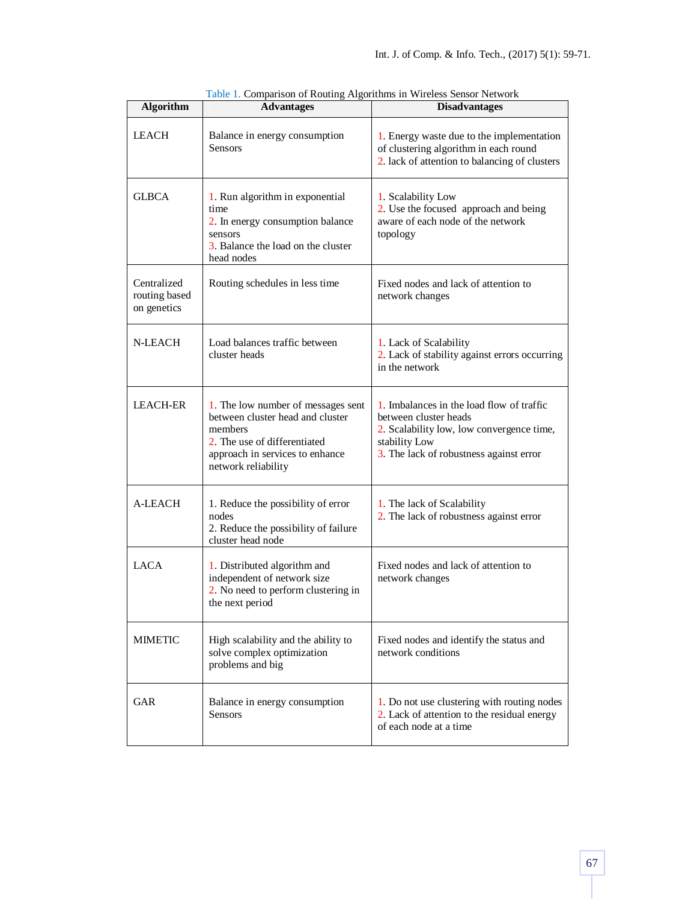Table 1. Comparison of Routing Algorithms in Wireless Sensor Network

| Algorithm | Advantages | Disadvantages |
|---|---|---|
| LEACH | Balance in energy consumption Sensors | 1. Energy waste due to the implementation of clustering algorithm in each round<br>2. lack of attention to balancing of clusters |
| GLBCA | 1. Run algorithm in exponential time<br>2. In energy consumption balance sensors<br>3. Balance the load on the cluster head nodes | 1. Scalability Low<br>2. Use the focused approach and being aware of each node of the network topology |
| Centralized routing based on genetics | Routing schedules in less time | Fixed nodes and lack of attention to network changes |
| N-LEACH | Load balances traffic between cluster heads | 1. Lack of Scalability<br>2. Lack of stability against errors occurring in the network |
| LEACH-ER | 1. The low number of messages sent between cluster head and cluster members<br>2. The use of differentiated approach in services to enhance network reliability | 1. Imbalances in the load flow of traffic between cluster heads<br>2. Scalability low, low convergence time, stability Low<br>3. The lack of robustness against error |
| A-LEACH | 1. Reduce the possibility of error nodes<br>2. Reduce the possibility of failure cluster head node | 1. The lack of Scalability<br>2. The lack of robustness against error |
| LACA | 1. Distributed algorithm and independent of network size<br>2. No need to perform clustering in the next period | Fixed nodes and lack of attention to network changes |
| MIMETIC | High scalability and the ability to solve complex optimization problems and big | Fixed nodes and identify the status and network conditions |
| GAR | Balance in energy consumption Sensors | 1. Do not use clustering with routing nodes<br>2. Lack of attention to the residual energy of each node at a time |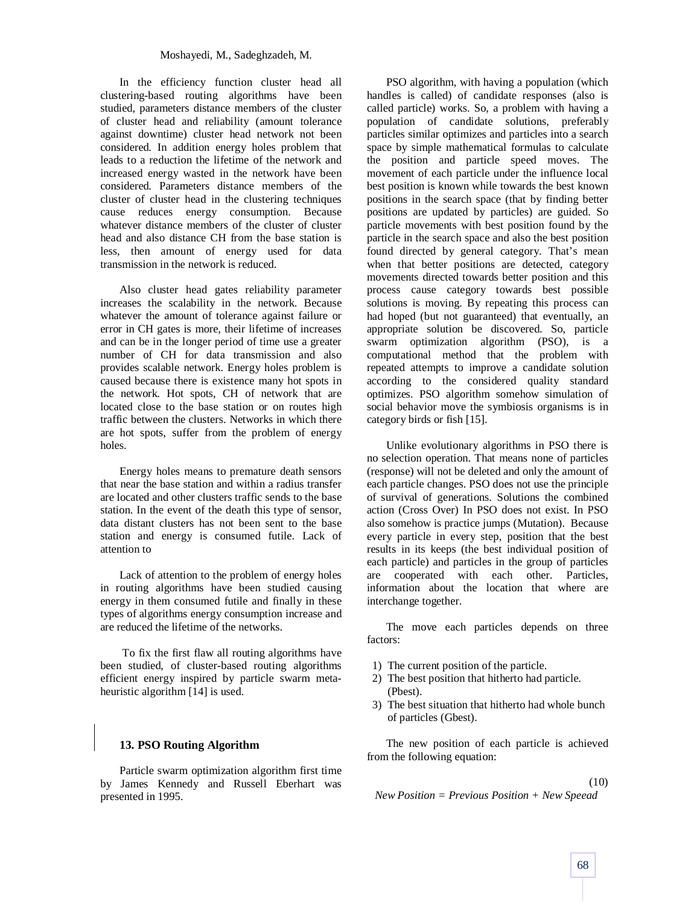In the efficiency function cluster head all clustering-based routing algorithms have been studied, parameters distance members of the cluster of cluster head and reliability (amount tolerance against downtime) cluster head network not been considered. In addition energy holes problem that leads to a reduction the lifetime of the network and increased energy wasted in the network have been considered. Parameters distance members of the cluster of cluster head in the clustering techniques cause reduces energy consumption. Because whatever distance members of the cluster of cluster head and also distance CH from the base station is less, then amount of energy used for data transmission in the network is reduced.

Also cluster head gates reliability parameter increases the scalability in the network. Because whatever the amount of tolerance against failure or error in CH gates is more, their lifetime of increases and can be in the longer period of time use a greater number of CH for data transmission and also provides scalable network. Energy holes problem is caused because there is existence many hot spots in the network. Hot spots, CH of network that are located close to the base station or on routes high traffic between the clusters. Networks in which there are hot spots, suffer from the problem of energy holes.

Energy holes means to premature death sensors that near the base station and within a radius transfer are located and other clusters traffic sends to the base station. In the event of the death this type of sensor, data distant clusters has not been sent to the base station and energy is consumed futile. Lack of attention to

Lack of attention to the problem of energy holes in routing algorithms have been studied causing energy in them consumed futile and finally in these types of algorithms energy consumption increase and are reduced the lifetime of the networks.

To fix the first flaw all routing algorithms have been studied, of cluster-based routing algorithms efficient energy inspired by particle swarm meta-heuristic algorithm [14] is used.

## 13. PSO Routing Algorithm

Particle swarm optimization algorithm first time by James Kennedy and Russell Eberhart was presented in 1995.

PSO algorithm, with having a population (which handles is called) of candidate responses (also is called particle) works. So, a problem with having a population of candidate solutions, preferably particles similar optimizes and particles into a search space by simple mathematical formulas to calculate the position and particle speed moves. The movement of each particle under the influence local best position is known while towards the best known positions in the search space (that by finding better positions are updated by particles) are guided. So particle movements with best position found by the particle in the search space and also the best position found directed by general category. That's mean when that better positions are detected, category movements directed towards better position and this process cause category towards best possible solutions is moving. By repeating this process can had hoped (but not guaranteed) that eventually, an appropriate solution be discovered. So, particle swarm optimization algorithm (PSO), is a computational method that the problem with repeated attempts to improve a candidate solution according to the considered quality standard optimizes. PSO algorithm somehow simulation of social behavior move the symbiosis organisms is in category birds or fish [15].

Unlike evolutionary algorithms in PSO there is no selection operation. That means none of particles (response) will not be deleted and only the amount of each particle changes. PSO does not use the principle of survival of generations. Solutions the combined action (Cross Over) In PSO does not exist. In PSO also somehow is practice jumps (Mutation). Because every particle in every step, position that the best results in its keeps (the best individual position of each particle) and particles in the group of particles are cooperated with each other. Particles, information about the location that where are interchange together.

The move each particles depends on three factors:

1) The current position of the particle.
2) The best position that hitherto had particle. (Pbest).
3) The best situation that hitherto had whole bunch of particles (Gbest).

The new position of each particle is achieved from the following equation:

$$\textit{New Position} = \textit{Previous Position} + \textit{New Speead} \tag{10}$$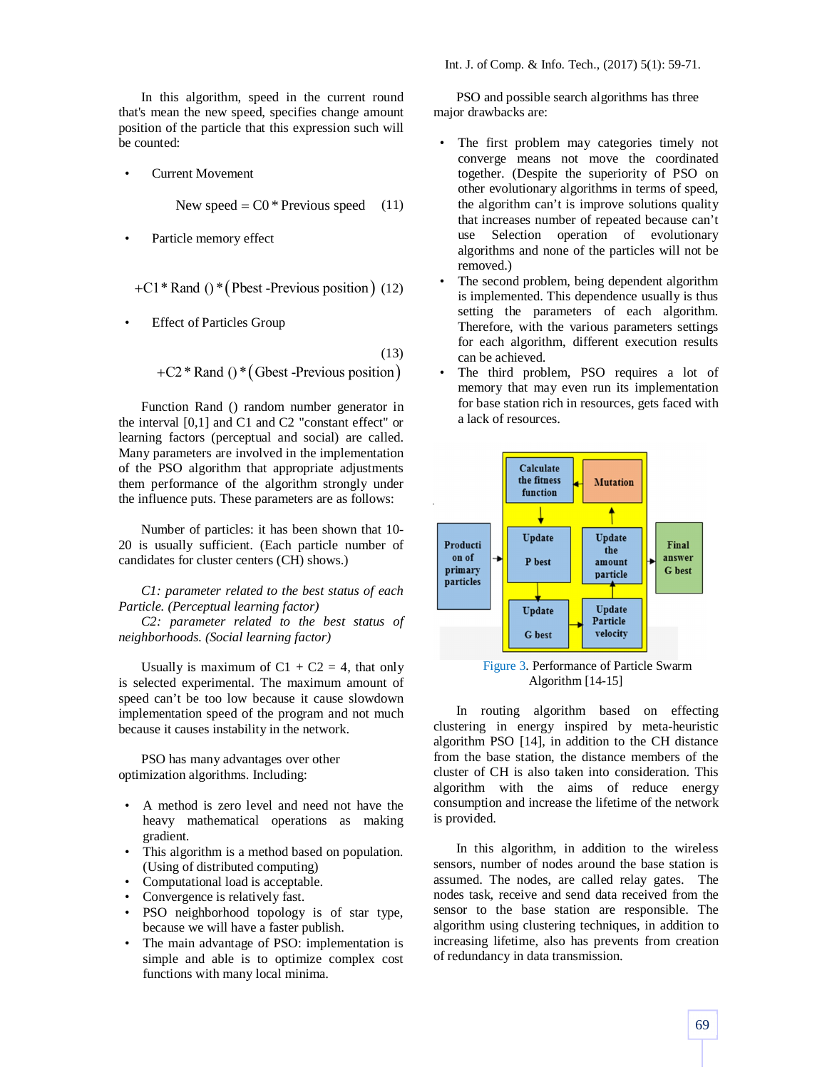In this algorithm, speed in the current round that's mean the new speed, specifies change amount position of the particle that this expression such will be counted:

- Current Movement

$$\text{New speed} = C0 * \text{Previous speed} \quad (11)$$

- Particle memory effect

$$+C1 * \text{Rand}() * (\text{Pbest} - \text{Previous position}) \quad (12)$$

- Effect of Particles Group

$$+C2 * \text{Rand}() * (\text{Gbest} - \text{Previous position}) \quad (13)$$

Function Rand () random number generator in the interval [0,1] and C1 and C2 "constant effect" or learning factors (perceptual and social) are called. Many parameters are involved in the implementation of the PSO algorithm that appropriate adjustments them performance of the algorithm strongly under the influence puts. These parameters are as follows:

Number of particles: it has been shown that 10-20 is usually sufficient. (Each particle number of candidates for cluster centers (CH) shows.)

*C1: parameter related to the best status of each Particle. (Perceptual learning factor)*
*C2: parameter related to the best status of neighborhoods. (Social learning factor)*

Usually is maximum of C1 + C2 = 4, that only is selected experimental. The maximum amount of speed can't be too low because it cause slowdown implementation speed of the program and not much because it causes instability in the network.

PSO has many advantages over other optimization algorithms. Including:

- A method is zero level and need not have the heavy mathematical operations as making gradient.
- This algorithm is a method based on population. (Using of distributed computing)
- Computational load is acceptable.
- Convergence is relatively fast.
- PSO neighborhood topology is of star type, because we will have a faster publish.
- The main advantage of PSO: implementation is simple and able is to optimize complex cost functions with many local minima.

PSO and possible search algorithms has three major drawbacks are:

- The first problem may categories timely not converge means not move the coordinated together. (Despite the superiority of PSO on other evolutionary algorithms in terms of speed, the algorithm can't is improve solutions quality that increases number of repeated because can't use Selection operation of evolutionary algorithms and none of the particles will not be removed.)
- The second problem, being dependent algorithm is implemented. This dependence usually is thus setting the parameters of each algorithm. Therefore, with the various parameters settings for each algorithm, different execution results can be achieved.
- The third problem, PSO requires a lot of memory that may even run its implementation for base station rich in resources, gets faced with a lack of resources.

Figure 3. Performance of Particle Swarm Algorithm [14-15]

In routing algorithm based on effecting clustering in energy inspired by meta-heuristic algorithm PSO [14], in addition to the CH distance from the base station, the distance members of the cluster of CH is also taken into consideration. This algorithm with the aims of reduce energy consumption and increase the lifetime of the network is provided.

In this algorithm, in addition to the wireless sensors, number of nodes around the base station is assumed. The nodes, are called relay gates. The nodes task, receive and send data received from the sensor to the base station are responsible. The algorithm using clustering techniques, in addition to increasing lifetime, also has prevents from creation of redundancy in data transmission.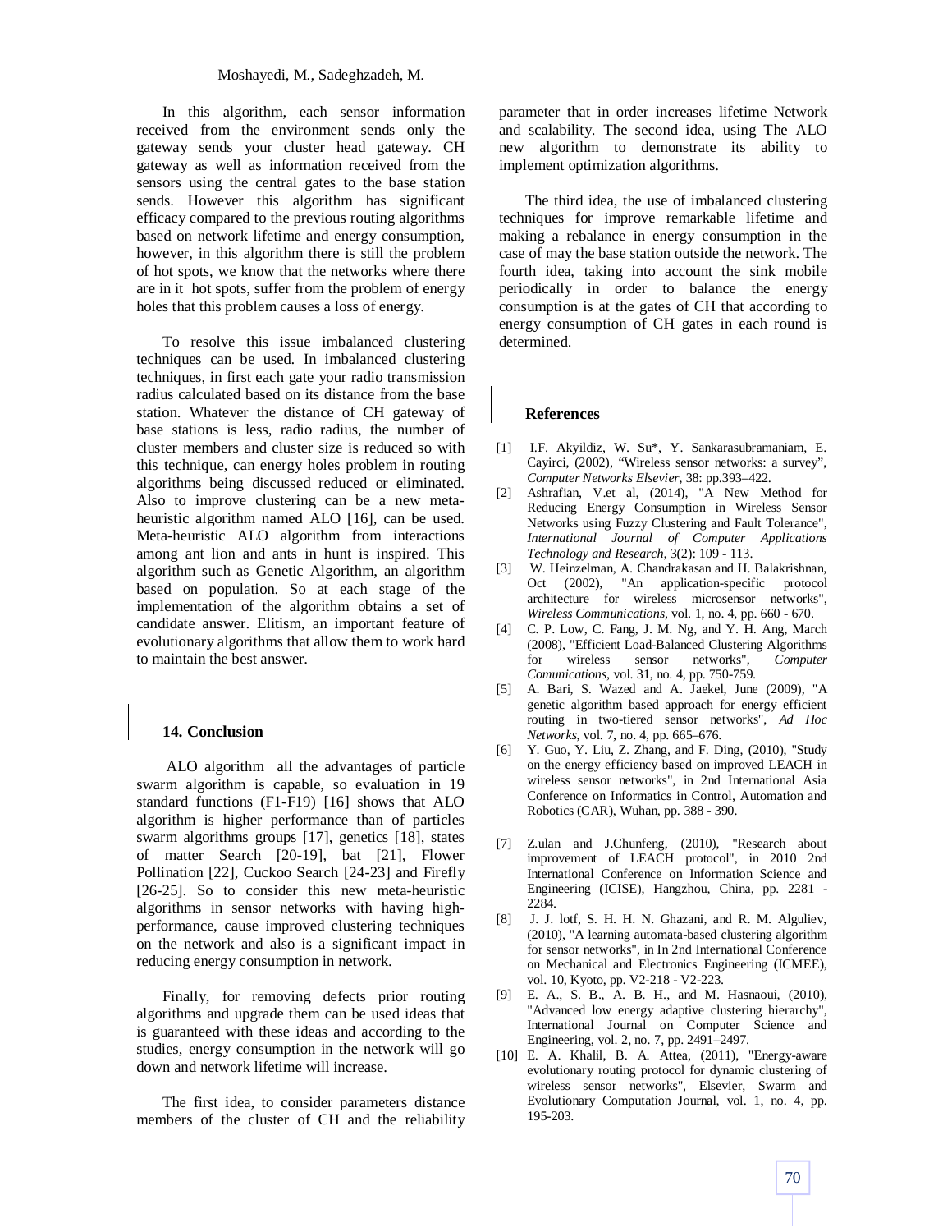In this algorithm, each sensor information received from the environment sends only the gateway sends your cluster head gateway. CH gateway as well as information received from the sensors using the central gates to the base station sends. However this algorithm has significant efficacy compared to the previous routing algorithms based on network lifetime and energy consumption, however, in this algorithm there is still the problem of hot spots, we know that the networks where there are in it hot spots, suffer from the problem of energy holes that this problem causes a loss of energy.

To resolve this issue imbalanced clustering techniques can be used. In imbalanced clustering techniques, in first each gate your radio transmission radius calculated based on its distance from the base station. Whatever the distance of CH gateway of base stations is less, radio radius, the number of cluster members and cluster size is reduced so with this technique, can energy holes problem in routing algorithms being discussed reduced or eliminated. Also to improve clustering can be a new meta-heuristic algorithm named ALO [16], can be used. Meta-heuristic ALO algorithm from interactions among ant lion and ants in hunt is inspired. This algorithm such as Genetic Algorithm, an algorithm based on population. So at each stage of the implementation of the algorithm obtains a set of candidate answer. Elitism, an important feature of evolutionary algorithms that allow them to work hard to maintain the best answer.

## 14. Conclusion

ALO algorithm all the advantages of particle swarm algorithm is capable, so evaluation in 19 standard functions (F1-F19) [16] shows that ALO algorithm is higher performance than of particles swarm algorithms groups [17], genetics [18], states of matter Search [20-19], bat [21], Flower Pollination [22], Cuckoo Search [24-23] and Firefly [26-25]. So to consider this new meta-heuristic algorithms in sensor networks with having high-performance, cause improved clustering techniques on the network and also is a significant impact in reducing energy consumption in network.

Finally, for removing defects prior routing algorithms and upgrade them can be used ideas that is guaranteed with these ideas and according to the studies, energy consumption in the network will go down and network lifetime will increase.

The first idea, to consider parameters distance members of the cluster of CH and the reliability parameter that in order increases lifetime Network and scalability. The second idea, using The ALO new algorithm to demonstrate its ability to implement optimization algorithms.

The third idea, the use of imbalanced clustering techniques for improve remarkable lifetime and making a rebalance in energy consumption in the case of may the base station outside the network. The fourth idea, taking into account the sink mobile periodically in order to balance the energy consumption is at the gates of CH that according to energy consumption of CH gates in each round is determined.

## References

[1] I.F. Akyildiz, W. Su*, Y. Sankarasubramaniam, E. Cayirci, (2002), "Wireless sensor networks: a survey", *Computer Networks Elsevier*, 38: pp.393–422.

[2] Ashrafian, V.et al, (2014), "A New Method for Reducing Energy Consumption in Wireless Sensor Networks using Fuzzy Clustering and Fault Tolerance", *International Journal of Computer Applications Technology and Research*, 3(2): 109 - 113.

[3] W. Heinzelman, A. Chandrakasan and H. Balakrishnan, Oct (2002), "An application-specific protocol architecture for wireless microsensor networks", *Wireless Communications*, vol. 1, no. 4, pp. 660 - 670.

[4] C. P. Low, C. Fang, J. M. Ng, and Y. H. Ang, March (2008), "Efficient Load-Balanced Clustering Algorithms for wireless sensor networks", *Computer Comunications*, vol. 31, no. 4, pp. 750-759.

[5] A. Bari, S. Wazed and A. Jaekel, June (2009), "A genetic algorithm based approach for energy efficient routing in two-tiered sensor networks", *Ad Hoc Networks*, vol. 7, no. 4, pp. 665–676.

[6] Y. Guo, Y. Liu, Z. Zhang, and F. Ding, (2010), "Study on the energy efficiency based on improved LEACH in wireless sensor networks", in 2nd International Asia Conference on Informatics in Control, Automation and Robotics (CAR), Wuhan, pp. 388 - 390.

[7] Z.ulan and J.Chunfeng, (2010), "Research about improvement of LEACH protocol", in 2010 2nd International Conference on Information Science and Engineering (ICISE), Hangzhou, China, pp. 2281 - 2284.

[8] J. J. lotf, S. H. H. N. Ghazani, and R. M. Alguliev, (2010), "A learning automata-based clustering algorithm for sensor networks", in In 2nd International Conference on Mechanical and Electronics Engineering (ICMEE), vol. 10, Kyoto, pp. V2-218 - V2-223.

[9] E. A., S. B., A. B. H., and M. Hasnaoui, (2010), "Advanced low energy adaptive clustering hierarchy", International Journal on Computer Science and Engineering, vol. 2, no. 7, pp. 2491–2497.

[10] E. A. Khalil, B. A. Attea, (2011), "Energy-aware evolutionary routing protocol for dynamic clustering of wireless sensor networks", Elsevier, Swarm and Evolutionary Computation Journal, vol. 1, no. 4, pp. 195-203.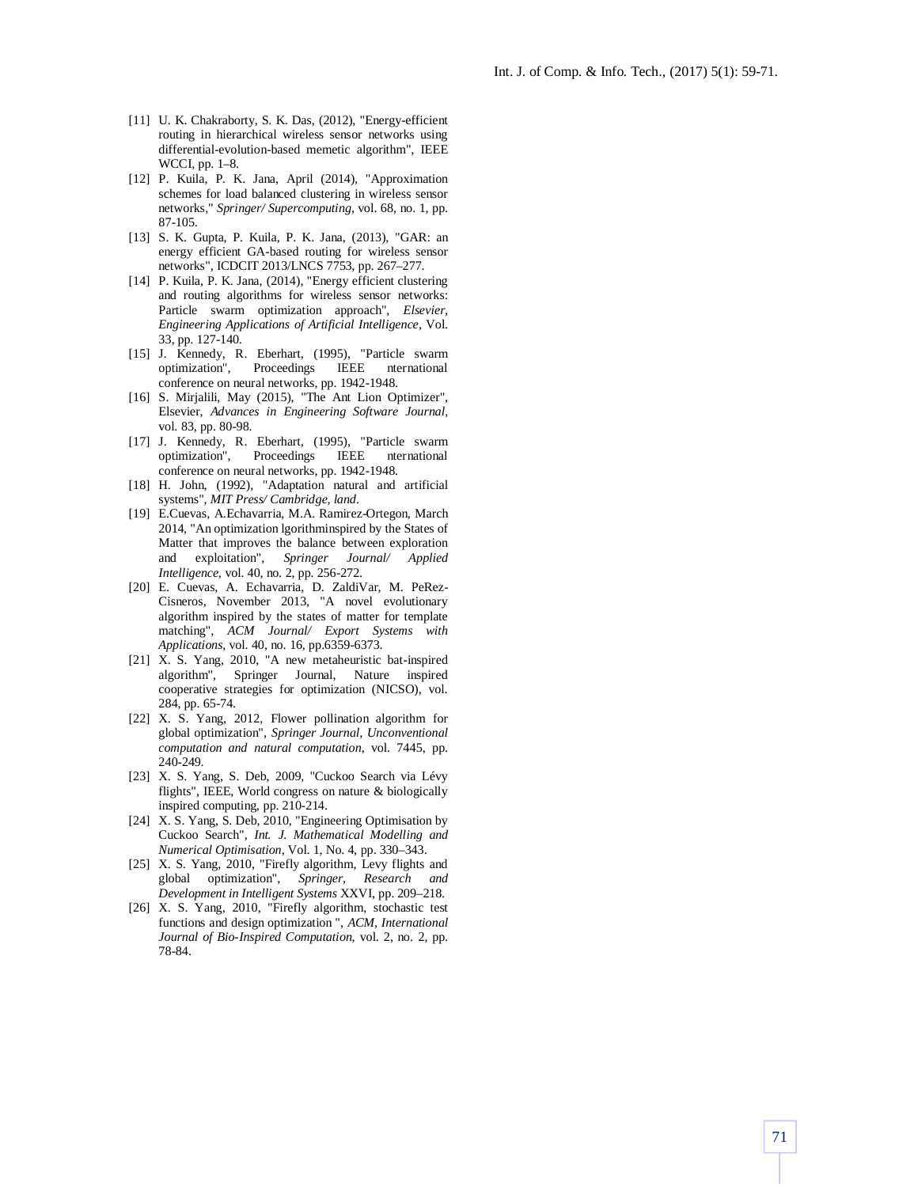[11] U. K. Chakraborty, S. K. Das, (2012), "Energy-efficient routing in hierarchical wireless sensor networks using differential-evolution-based memetic algorithm", IEEE WCCI, pp. 1–8.

[12] P. Kuila, P. K. Jana, April (2014), "Approximation schemes for load balanced clustering in wireless sensor networks," *Springer/ Supercomputing*, vol. 68, no. 1, pp. 87-105.

[13] S. K. Gupta, P. Kuila, P. K. Jana, (2013), "GAR: an energy efficient GA-based routing for wireless sensor networks", ICDCIT 2013/LNCS 7753, pp. 267–277.

[14] P. Kuila, P. K. Jana, (2014), "Energy efficient clustering and routing algorithms for wireless sensor networks: Particle swarm optimization approach", *Elsevier, Engineering Applications of Artificial Intelligence*, Vol. 33, pp. 127-140.

[15] J. Kennedy, R. Eberhart, (1995), "Particle swarm optimization", Proceedings IEEE nternational conference on neural networks, pp. 1942-1948.

[16] S. Mirjalili, May (2015), "The Ant Lion Optimizer", Elsevier, *Advances in Engineering Software Journal*, vol. 83, pp. 80-98.

[17] J. Kennedy, R. Eberhart, (1995), "Particle swarm optimization", Proceedings IEEE nternational conference on neural networks, pp. 1942-1948.

[18] H. John, (1992), "Adaptation natural and artificial systems", *MIT Press/ Cambridge, land*.

[19] E.Cuevas, A.Echavarria, M.A. Ramirez-Ortegon, March 2014, "An optimization lgorithminspired by the States of Matter that improves the balance between exploration and exploitation", *Springer Journal/ Applied Intelligence*, vol. 40, no. 2, pp. 256-272.

[20] E. Cuevas, A. Echavarria, D. ZaldiVar, M. PeRez-Cisneros, November 2013, "A novel evolutionary algorithm inspired by the states of matter for template matching", *ACM Journal/ Export Systems with Applications*, vol. 40, no. 16, pp.6359-6373.

[21] X. S. Yang, 2010, "A new metaheuristic bat-inspired algorithm", Springer Journal, Nature inspired cooperative strategies for optimization (NICSO), vol. 284, pp. 65-74.

[22] X. S. Yang, 2012, Flower pollination algorithm for global optimization", *Springer Journal, Unconventional computation and natural computation*, vol. 7445, pp. 240-249.

[23] X. S. Yang, S. Deb, 2009, "Cuckoo Search via Lévy flights", IEEE, World congress on nature & biologically inspired computing, pp. 210-214.

[24] X. S. Yang, S. Deb, 2010, "Engineering Optimisation by Cuckoo Search", *Int. J. Mathematical Modelling and Numerical Optimisation*, Vol. 1, No. 4, pp. 330–343.

[25] X. S. Yang, 2010, "Firefly algorithm, Levy flights and global optimization", *Springer, Research and Development in Intelligent Systems* XXVI, pp. 209–218.

[26] X. S. Yang, 2010, "Firefly algorithm, stochastic test functions and design optimization ", *ACM, International Journal of Bio-Inspired Computation*, vol. 2, no. 2, pp. 78-84.